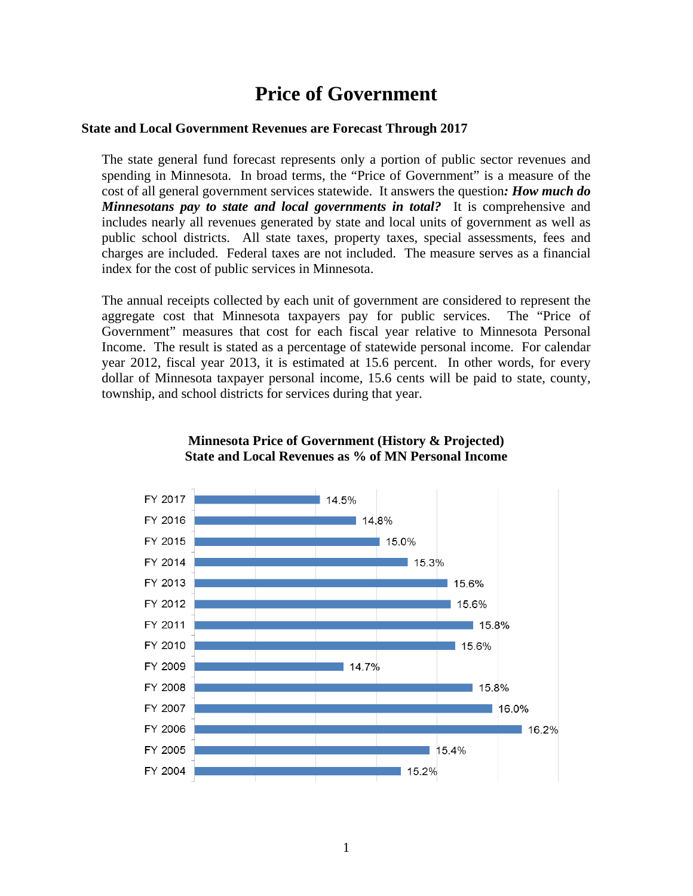# Price of Government

### State and Local Government Revenues are Forecast Through 2017

The state general fund forecast represents only a portion of public sector revenues and spending in Minnesota. In broad terms, the "Price of Government" is a measure of the cost of all general government services statewide. It answers the question***: How much do Minnesotans pay to state and local governments in total?*** It is comprehensive and includes nearly all revenues generated by state and local units of government as well as public school districts. All state taxes, property taxes, special assessments, fees and charges are included. Federal taxes are not included. The measure serves as a financial index for the cost of public services in Minnesota.

The annual receipts collected by each unit of government are considered to represent the aggregate cost that Minnesota taxpayers pay for public services. The "Price of Government" measures that cost for each fiscal year relative to Minnesota Personal Income. The result is stated as a percentage of statewide personal income. For calendar year 2012, fiscal year 2013, it is estimated at 15.6 percent. In other words, for every dollar of Minnesota taxpayer personal income, 15.6 cents will be paid to state, county, township, and school districts for services during that year.

**Minnesota Price of Government (History & Projected)**
**State and Local Revenues as % of MN Personal Income**

| Fiscal Year | % of MN Personal Income |
|---|---|
| FY 2017 | 14.5% |
| FY 2016 | 14.8% |
| FY 2015 | 15.0% |
| FY 2014 | 15.3% |
| FY 2013 | 15.6% |
| FY 2012 | 15.6% |
| FY 2011 | 15.8% |
| FY 2010 | 15.6% |
| FY 2009 | 14.7% |
| FY 2008 | 15.8% |
| FY 2007 | 16.0% |
| FY 2006 | 16.2% |
| FY 2005 | 15.4% |
| FY 2004 | 15.2% |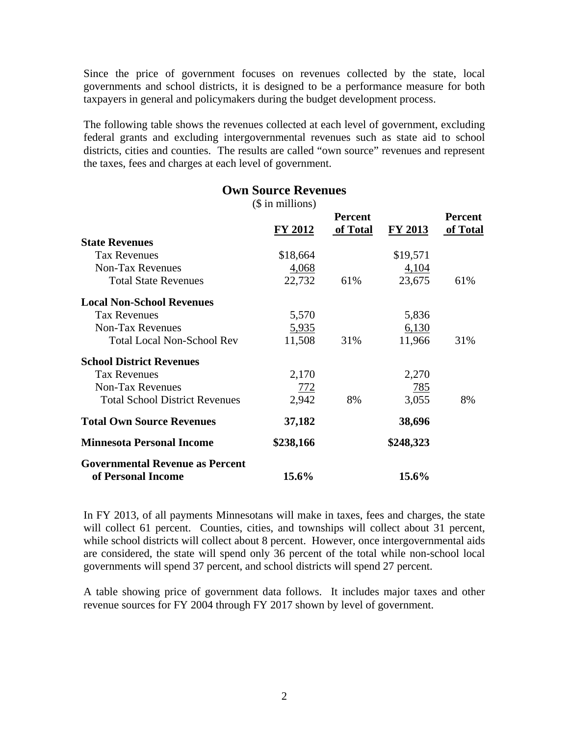Since the price of government focuses on revenues collected by the state, local governments and school districts, it is designed to be a performance measure for both taxpayers in general and policymakers during the budget development process.

The following table shows the revenues collected at each level of government, excluding federal grants and excluding intergovernmental revenues such as state aid to school districts, cities and counties. The results are called "own source" revenues and represent the taxes, fees and charges at each level of government.

## Own Source Revenues

($ in millions)

| | FY 2012 | Percent of Total | FY 2013 | Percent of Total |
|---|---|---|---|---|
| **State Revenues** | | | | |
| Tax Revenues | $18,664 | | $19,571 | |
| Non-Tax Revenues | 4,068 | | 4,104 | |
| Total State Revenues | 22,732 | 61% | 23,675 | 61% |
| **Local Non-School Revenues** | | | | |
| Tax Revenues | 5,570 | | 5,836 | |
| Non-Tax Revenues | 5,935 | | 6,130 | |
| Total Local Non-School Rev | 11,508 | 31% | 11,966 | 31% |
| **School District Revenues** | | | | |
| Tax Revenues | 2,170 | | 2,270 | |
| Non-Tax Revenues | 772 | | 785 | |
| Total School District Revenues | 2,942 | 8% | 3,055 | 8% |
| **Total Own Source Revenues** | **37,182** | | **38,696** | |
| **Minnesota Personal Income** | **$238,166** | | **$248,323** | |
| **Governmental Revenue as Percent of Personal Income** | **15.6%** | | **15.6%** | |

In FY 2013, of all payments Minnesotans will make in taxes, fees and charges, the state will collect 61 percent. Counties, cities, and townships will collect about 31 percent, while school districts will collect about 8 percent. However, once intergovernmental aids are considered, the state will spend only 36 percent of the total while non-school local governments will spend 37 percent, and school districts will spend 27 percent.

A table showing price of government data follows. It includes major taxes and other revenue sources for FY 2004 through FY 2017 shown by level of government.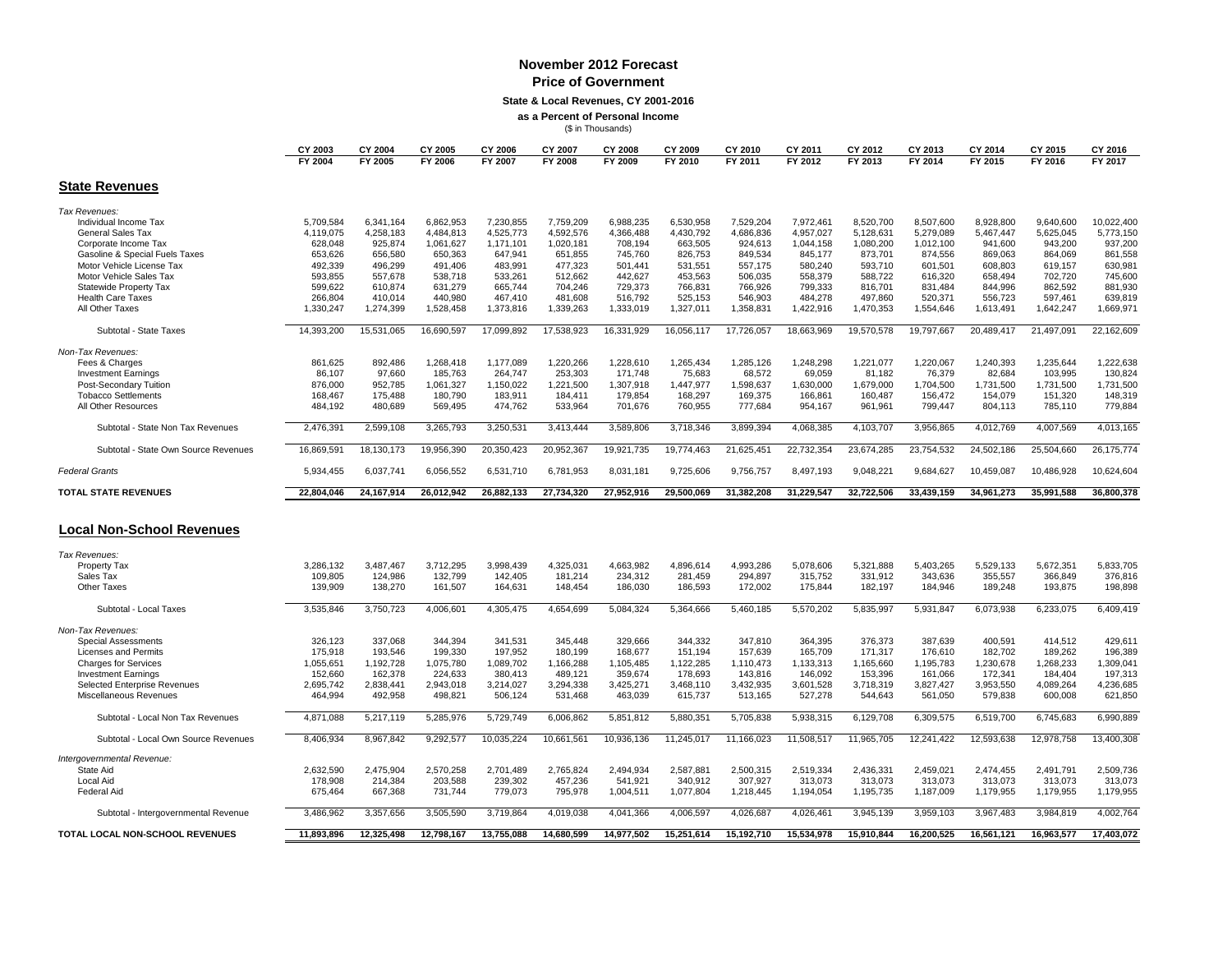# November 2012 Forecast

## Price of Government

### State & Local Revenues, CY 2001-2016

**as a Percent of Personal Income**

($ in Thousands)

| | CY 2003<br>FY 2004 | CY 2004<br>FY 2005 | CY 2005<br>FY 2006 | CY 2006<br>FY 2007 | CY 2007<br>FY 2008 | CY 2008<br>FY 2009 | CY 2009<br>FY 2010 | CY 2010<br>FY 2011 | CY 2011<br>FY 2012 | CY 2012<br>FY 2013 | CY 2013<br>FY 2014 | CY 2014<br>FY 2015 | CY 2015<br>FY 2016 | CY 2016<br>FY 2017 |
|---|---|---|---|---|---|---|---|---|---|---|---|---|---|---|
| **State Revenues** | | | | | | | | | | | | | | |
| *Tax Revenues:* | | | | | | | | | | | | | | |
| Individual Income Tax | 5,709,584 | 6,341,164 | 6,862,953 | 7,230,855 | 7,759,209 | 6,988,235 | 6,530,958 | 7,529,204 | 7,972,461 | 8,520,700 | 8,507,600 | 8,928,800 | 9,640,600 | 10,022,400 |
| General Sales Tax | 4,119,075 | 4,258,183 | 4,484,813 | 4,525,773 | 4,592,576 | 4,366,488 | 4,430,792 | 4,686,836 | 4,957,027 | 5,128,631 | 5,279,089 | 5,467,447 | 5,625,045 | 5,773,150 |
| Corporate Income Tax | 628,048 | 925,874 | 1,061,627 | 1,171,101 | 1,020,181 | 708,194 | 663,505 | 924,613 | 1,044,158 | 1,080,200 | 1,012,100 | 941,600 | 943,200 | 937,200 |
| Gasoline & Special Fuels Taxes | 653,626 | 656,580 | 650,363 | 647,941 | 651,855 | 745,760 | 826,753 | 849,534 | 845,177 | 873,701 | 874,556 | 869,063 | 864,069 | 861,558 |
| Motor Vehicle License Tax | 492,339 | 496,299 | 491,406 | 483,991 | 477,323 | 501,441 | 531,551 | 557,175 | 580,240 | 593,710 | 601,501 | 608,803 | 619,157 | 630,981 |
| Motor Vehicle Sales Tax | 593,855 | 557,678 | 538,718 | 533,261 | 512,662 | 442,627 | 453,563 | 506,035 | 558,379 | 588,722 | 616,320 | 658,494 | 702,720 | 745,600 |
| Statewide Property Tax | 599,622 | 610,874 | 631,279 | 665,744 | 704,246 | 729,373 | 766,831 | 766,926 | 799,333 | 816,701 | 831,484 | 844,996 | 862,592 | 881,930 |
| Health Care Taxes | 266,804 | 410,014 | 440,980 | 467,410 | 481,608 | 516,792 | 525,153 | 546,903 | 484,278 | 497,860 | 520,371 | 556,723 | 597,461 | 639,819 |
| All Other Taxes | 1,330,247 | 1,274,399 | 1,528,458 | 1,373,816 | 1,339,263 | 1,333,019 | 1,327,011 | 1,358,831 | 1,422,916 | 1,470,353 | 1,554,646 | 1,613,491 | 1,642,247 | 1,669,971 |
| Subtotal - State Taxes | 14,393,200 | 15,531,065 | 16,690,597 | 17,099,892 | 17,538,923 | 16,331,929 | 16,056,117 | 17,726,057 | 18,663,969 | 19,570,578 | 19,797,667 | 20,489,417 | 21,497,091 | 22,162,609 |
| *Non-Tax Revenues:* | | | | | | | | | | | | | | |
| Fees & Charges | 861,625 | 892,486 | 1,268,418 | 1,177,089 | 1,220,266 | 1,228,610 | 1,265,434 | 1,285,126 | 1,248,298 | 1,221,077 | 1,220,067 | 1,240,393 | 1,235,644 | 1,222,638 |
| Investment Earnings | 86,107 | 97,660 | 185,763 | 264,747 | 253,303 | 171,748 | 75,683 | 68,572 | 69,059 | 81,182 | 76,379 | 82,684 | 103,995 | 130,824 |
| Post-Secondary Tuition | 876,000 | 952,785 | 1,061,327 | 1,150,022 | 1,221,500 | 1,307,918 | 1,447,977 | 1,598,637 | 1,630,000 | 1,679,000 | 1,704,500 | 1,731,500 | 1,731,500 | 1,731,500 |
| Tobacco Settlements | 168,467 | 175,488 | 180,790 | 183,911 | 184,411 | 179,854 | 168,297 | 169,375 | 166,861 | 160,487 | 156,472 | 154,079 | 151,320 | 148,319 |
| All Other Resources | 484,192 | 480,689 | 569,495 | 474,762 | 533,964 | 701,676 | 760,955 | 777,684 | 954,167 | 961,961 | 799,447 | 804,113 | 785,110 | 779,884 |
| Subtotal - State Non Tax Revenues | 2,476,391 | 2,599,108 | 3,265,793 | 3,250,531 | 3,413,444 | 3,589,806 | 3,718,346 | 3,899,394 | 4,068,385 | 4,103,707 | 3,956,865 | 4,012,769 | 4,007,569 | 4,013,165 |
| Subtotal - State Own Source Revenues | 16,869,591 | 18,130,173 | 19,956,390 | 20,350,423 | 20,952,367 | 19,921,735 | 19,774,463 | 21,625,451 | 22,732,354 | 23,674,285 | 23,754,532 | 24,502,186 | 25,504,660 | 26,175,774 |
| *Federal Grants* | 5,934,455 | 6,037,741 | 6,056,552 | 6,531,710 | 6,781,953 | 8,031,181 | 9,725,606 | 9,756,757 | 8,497,193 | 9,048,221 | 9,684,627 | 10,459,087 | 10,486,928 | 10,624,604 |
| **TOTAL STATE REVENUES** | **22,804,046** | **24,167,914** | **26,012,942** | **26,882,133** | **27,734,320** | **27,952,916** | **29,500,069** | **31,382,208** | **31,229,547** | **32,722,506** | **33,439,159** | **34,961,273** | **35,991,588** | **36,800,378** |
| **Local Non-School Revenues** | | | | | | | | | | | | | | |
| *Tax Revenues:* | | | | | | | | | | | | | | |
| Property Tax | 3,286,132 | 3,487,467 | 3,712,295 | 3,998,439 | 4,325,031 | 4,663,982 | 4,896,614 | 4,993,286 | 5,078,606 | 5,321,888 | 5,403,265 | 5,529,133 | 5,672,351 | 5,833,705 |
| Sales Tax | 109,805 | 124,986 | 132,799 | 142,405 | 181,214 | 234,312 | 281,459 | 294,897 | 315,752 | 331,912 | 343,636 | 355,557 | 366,849 | 376,816 |
| Other Taxes | 139,909 | 138,270 | 161,507 | 164,631 | 148,454 | 186,030 | 186,593 | 172,002 | 175,844 | 182,197 | 184,946 | 189,248 | 193,875 | 198,898 |
| Subtotal - Local Taxes | 3,535,846 | 3,750,723 | 4,006,601 | 4,305,475 | 4,654,699 | 5,084,324 | 5,364,666 | 5,460,185 | 5,570,202 | 5,835,997 | 5,931,847 | 6,073,938 | 6,233,075 | 6,409,419 |
| *Non-Tax Revenues:* | | | | | | | | | | | | | | |
| Special Assessments | 326,123 | 337,068 | 344,394 | 341,531 | 345,448 | 329,666 | 344,332 | 347,810 | 364,395 | 376,373 | 387,639 | 400,591 | 414,512 | 429,611 |
| Licenses and Permits | 175,918 | 193,546 | 199,330 | 197,952 | 180,199 | 168,677 | 151,194 | 157,639 | 165,709 | 171,317 | 176,610 | 182,702 | 189,262 | 196,389 |
| Charges for Services | 1,055,651 | 1,192,728 | 1,075,780 | 1,089,702 | 1,166,288 | 1,105,485 | 1,122,285 | 1,110,473 | 1,133,313 | 1,165,660 | 1,195,783 | 1,230,678 | 1,268,233 | 1,309,041 |
| Investment Earnings | 152,660 | 162,378 | 224,633 | 380,413 | 489,121 | 359,674 | 178,693 | 143,816 | 146,092 | 153,396 | 161,066 | 172,341 | 184,404 | 197,313 |
| Selected Enterprise Revenues | 2,695,742 | 2,838,441 | 2,943,018 | 3,214,027 | 3,294,338 | 3,425,271 | 3,468,110 | 3,432,935 | 3,601,528 | 3,718,319 | 3,827,427 | 3,953,550 | 4,089,264 | 4,236,685 |
| Miscellaneous Revenues | 464,994 | 492,958 | 498,821 | 506,124 | 531,468 | 463,039 | 615,737 | 513,165 | 527,278 | 544,643 | 561,050 | 579,838 | 600,008 | 621,850 |
| Subtotal - Local Non Tax Revenues | 4,871,088 | 5,217,119 | 5,285,976 | 5,729,749 | 6,006,862 | 5,851,812 | 5,880,351 | 5,705,838 | 5,938,315 | 6,129,708 | 6,309,575 | 6,519,700 | 6,745,683 | 6,990,889 |
| Subtotal - Local Own Source Revenues | 8,406,934 | 8,967,842 | 9,292,577 | 10,035,224 | 10,661,561 | 10,936,136 | 11,245,017 | 11,166,023 | 11,508,517 | 11,965,705 | 12,241,422 | 12,593,638 | 12,978,758 | 13,400,308 |
| *Intergovernmental Revenue:* | | | | | | | | | | | | | | |
| State Aid | 2,632,590 | 2,475,904 | 2,570,258 | 2,701,489 | 2,765,824 | 2,494,934 | 2,587,881 | 2,500,315 | 2,519,334 | 2,436,331 | 2,459,021 | 2,474,455 | 2,491,791 | 2,509,736 |
| Local Aid | 178,908 | 214,384 | 203,588 | 239,302 | 457,236 | 541,921 | 340,912 | 307,927 | 313,073 | 313,073 | 313,073 | 313,073 | 313,073 | 313,073 |
| Federal Aid | 675,464 | 667,368 | 731,744 | 779,073 | 795,978 | 1,004,511 | 1,077,804 | 1,218,445 | 1,194,054 | 1,195,735 | 1,187,009 | 1,179,955 | 1,179,955 | 1,179,955 |
| Subtotal - Intergovernmental Revenue | 3,486,962 | 3,357,656 | 3,505,590 | 3,719,864 | 4,019,038 | 4,041,366 | 4,006,597 | 4,026,687 | 4,026,461 | 3,945,139 | 3,959,103 | 3,967,483 | 3,984,819 | 4,002,764 |
| **TOTAL LOCAL NON-SCHOOL REVENUES** | **11,893,896** | **12,325,498** | **12,798,167** | **13,755,088** | **14,680,599** | **14,977,502** | **15,251,614** | **15,192,710** | **15,534,978** | **15,910,844** | **16,200,525** | **16,561,121** | **16,963,577** | **17,403,072** |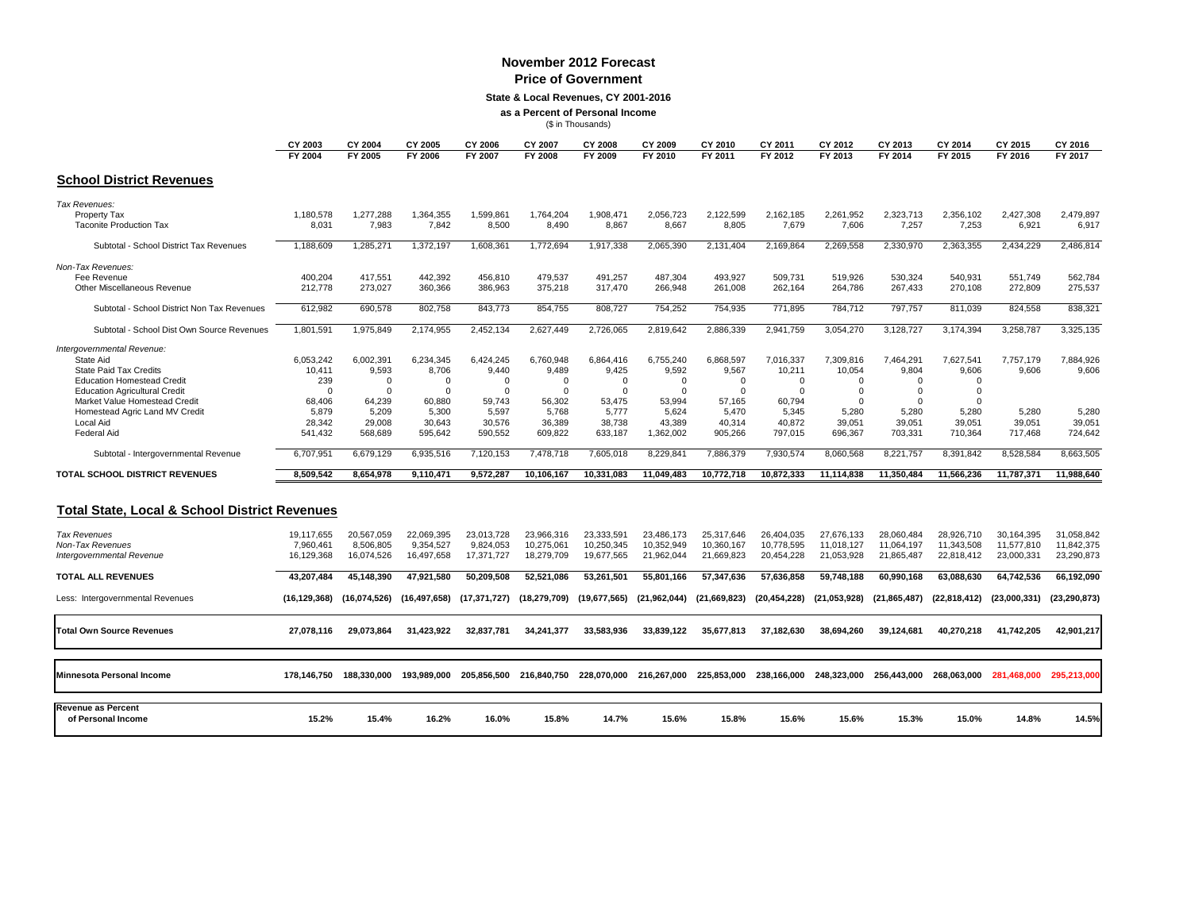# November 2012 Forecast

## Price of Government

### State & Local Revenues, CY 2001-2016

**as a Percent of Personal Income**

($ in Thousands)

| | CY 2003<br>FY 2004 | CY 2004<br>FY 2005 | CY 2005<br>FY 2006 | CY 2006<br>FY 2007 | CY 2007<br>FY 2008 | CY 2008<br>FY 2009 | CY 2009<br>FY 2010 | CY 2010<br>FY 2011 | CY 2011<br>FY 2012 | CY 2012<br>FY 2013 | CY 2013<br>FY 2014 | CY 2014<br>FY 2015 | CY 2015<br>FY 2016 | CY 2016<br>FY 2017 |
|---|---|---|---|---|---|---|---|---|---|---|---|---|---|---|
| **School District Revenues** | | | | | | | | | | | | | | |
| *Tax Revenues:* | | | | | | | | | | | | | | |
| Property Tax | 1,180,578 | 1,277,288 | 1,364,355 | 1,599,861 | 1,764,204 | 1,908,471 | 2,056,723 | 2,122,599 | 2,162,185 | 2,261,952 | 2,323,713 | 2,356,102 | 2,427,308 | 2,479,897 |
| Taconite Production Tax | 8,031 | 7,983 | 7,842 | 8,500 | 8,490 | 8,867 | 8,667 | 8,805 | 7,679 | 7,606 | 7,257 | 7,253 | 6,921 | 6,917 |
| Subtotal - School District Tax Revenues | 1,188,609 | 1,285,271 | 1,372,197 | 1,608,361 | 1,772,694 | 1,917,338 | 2,065,390 | 2,131,404 | 2,169,864 | 2,269,558 | 2,330,970 | 2,363,355 | 2,434,229 | 2,486,814 |
| *Non-Tax Revenues:* | | | | | | | | | | | | | | |
| Fee Revenue | 400,204 | 417,551 | 442,392 | 456,810 | 479,537 | 491,257 | 487,304 | 493,927 | 509,731 | 519,926 | 530,324 | 540,931 | 551,749 | 562,784 |
| Other Miscellaneous Revenue | 212,778 | 273,027 | 360,366 | 386,963 | 375,218 | 317,470 | 266,948 | 261,008 | 262,164 | 264,786 | 267,433 | 270,108 | 272,809 | 275,537 |
| Subtotal - School District Non Tax Revenues | 612,982 | 690,578 | 802,758 | 843,773 | 854,755 | 808,727 | 754,252 | 754,935 | 771,895 | 784,712 | 797,757 | 811,039 | 824,558 | 838,321 |
| Subtotal - School Dist Own Source Revenues | 1,801,591 | 1,975,849 | 2,174,955 | 2,452,134 | 2,627,449 | 2,726,065 | 2,819,642 | 2,886,339 | 2,941,759 | 3,054,270 | 3,128,727 | 3,174,394 | 3,258,787 | 3,325,135 |
| *Intergovernmental Revenue:* | | | | | | | | | | | | | | |
| State Aid | 6,053,242 | 6,002,391 | 6,234,345 | 6,424,245 | 6,760,948 | 6,864,416 | 6,755,240 | 6,868,597 | 7,016,337 | 7,309,816 | 7,464,291 | 7,627,541 | 7,757,179 | 7,884,926 |
| State Paid Tax Credits | 10,411 | 9,593 | 8,706 | 9,440 | 9,489 | 9,425 | 9,592 | 9,567 | 10,211 | 10,054 | 9,804 | 9,606 | 9,606 | 9,606 |
| Education Homestead Credit | 239 | 0 | 0 | 0 | 0 | 0 | 0 | 0 | 0 | 0 | 0 | 0 | | |
| Education Agricultural Credit | 0 | 0 | 0 | 0 | 0 | 0 | 0 | 0 | 0 | 0 | 0 | 0 | | |
| Market Value Homestead Credit | 68,406 | 64,239 | 60,880 | 59,743 | 56,302 | 53,475 | 53,994 | 57,165 | 60,794 | 0 | 0 | 0 | | |
| Homestead Agric Land MV Credit | 5,879 | 5,209 | 5,300 | 5,597 | 5,768 | 5,777 | 5,624 | 5,470 | 5,345 | 5,280 | 5,280 | 5,280 | 5,280 | 5,280 |
| Local Aid | 28,342 | 29,008 | 30,643 | 30,576 | 36,389 | 38,738 | 43,389 | 40,314 | 40,872 | 39,051 | 39,051 | 39,051 | 39,051 | 39,051 |
| Federal Aid | 541,432 | 568,689 | 595,642 | 590,552 | 609,822 | 633,187 | 1,362,002 | 905,266 | 797,015 | 696,367 | 703,331 | 710,364 | 717,468 | 724,642 |
| Subtotal - Intergovernmental Revenue | 6,707,951 | 6,679,129 | 6,935,516 | 7,120,153 | 7,478,718 | 7,605,018 | 8,229,841 | 7,886,379 | 7,930,574 | 8,060,568 | 8,221,757 | 8,391,842 | 8,528,584 | 8,663,505 |
| **TOTAL SCHOOL DISTRICT REVENUES** | **8,509,542** | **8,654,978** | **9,110,471** | **9,572,287** | **10,106,167** | **10,331,083** | **11,049,483** | **10,772,718** | **10,872,333** | **11,114,838** | **11,350,484** | **11,566,236** | **11,787,371** | **11,988,640** |
| **Total State, Local & School District Revenues** | | | | | | | | | | | | | | |
| *Tax Revenues* | 19,117,655 | 20,567,059 | 22,069,395 | 23,013,728 | 23,966,316 | 23,333,591 | 23,486,173 | 25,317,646 | 26,404,035 | 27,676,133 | 28,060,484 | 28,926,710 | 30,164,395 | 31,058,842 |
| *Non-Tax Revenues* | 7,960,461 | 8,506,805 | 9,354,527 | 9,824,053 | 10,275,061 | 10,250,345 | 10,352,949 | 10,360,167 | 10,778,595 | 11,018,127 | 11,064,197 | 11,343,508 | 11,577,810 | 11,842,375 |
| *Intergovernmental Revenue* | 16,129,368 | 16,074,526 | 16,497,658 | 17,371,727 | 18,279,709 | 19,677,565 | 21,962,044 | 21,669,823 | 20,454,228 | 21,053,928 | 21,865,487 | 22,818,412 | 23,000,331 | 23,290,873 |
| **TOTAL ALL REVENUES** | **43,207,484** | **45,148,390** | **47,921,580** | **50,209,508** | **52,521,086** | **53,261,501** | **55,801,166** | **57,347,636** | **57,636,858** | **59,748,188** | **60,990,168** | **63,088,630** | **64,742,536** | **66,192,090** |
| Less: Intergovernmental Revenues | **(16,129,368)** | **(16,074,526)** | **(16,497,658)** | **(17,371,727)** | **(18,279,709)** | **(19,677,565)** | **(21,962,044)** | **(21,669,823)** | **(20,454,228)** | **(21,053,928)** | **(21,865,487)** | **(22,818,412)** | **(23,000,331)** | **(23,290,873)** |
| **Total Own Source Revenues** | **27,078,116** | **29,073,864** | **31,423,922** | **32,837,781** | **34,241,377** | **33,583,936** | **33,839,122** | **35,677,813** | **37,182,630** | **38,694,260** | **39,124,681** | **40,270,218** | **41,742,205** | **42,901,217** |
| **Minnesota Personal Income** | **178,146,750** | **188,330,000** | **193,989,000** | **205,856,500** | **216,840,750** | **228,070,000** | **216,267,000** | **225,853,000** | **238,166,000** | **248,323,000** | **256,443,000** | **268,063,000** | **281,468,000** | **295,213,000** |
| **Revenue as Percent of Personal Income** | **15.2%** | **15.4%** | **16.2%** | **16.0%** | **15.8%** | **14.7%** | **15.6%** | **15.8%** | **15.6%** | **15.6%** | **15.3%** | **15.0%** | **14.8%** | **14.5%** |